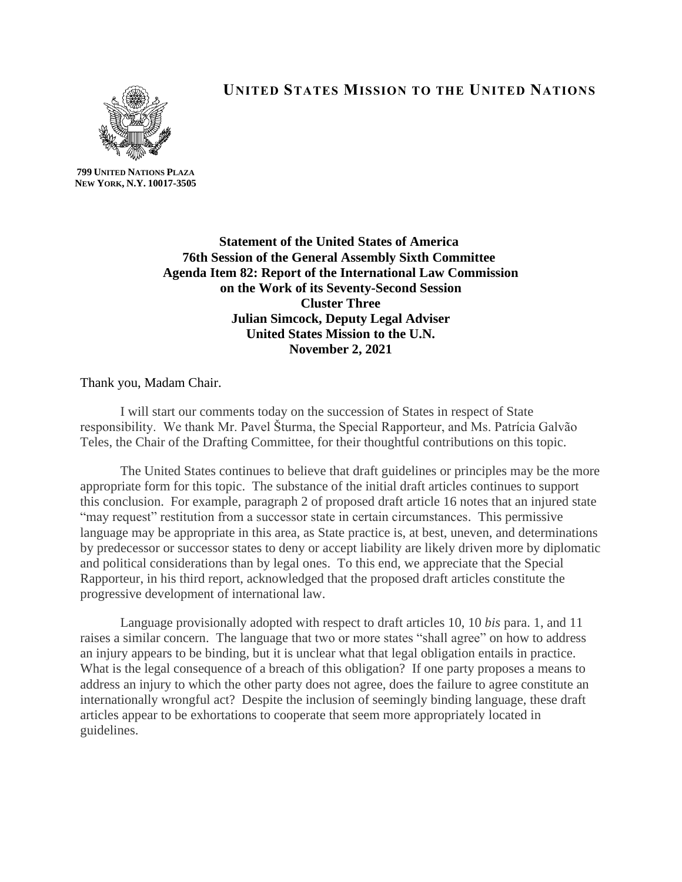# UNITED STATES MISSION TO THE UNITED NATIONS

**799 UNITED NATIONS PLAZA**
**NEW YORK, N.Y. 10017-3505**

**Statement of the United States of America**
**76th Session of the General Assembly Sixth Committee**
**Agenda Item 82: Report of the International Law Commission on the Work of its Seventy-Second Session**
**Cluster Three**
**Julian Simcock, Deputy Legal Adviser**
**United States Mission to the U.N.**
**November 2, 2021**

Thank you, Madam Chair.

I will start our comments today on the succession of States in respect of State responsibility. We thank Mr. Pavel Šturma, the Special Rapporteur, and Ms. Patrícia Galvão Teles, the Chair of the Drafting Committee, for their thoughtful contributions on this topic.

The United States continues to believe that draft guidelines or principles may be the more appropriate form for this topic. The substance of the initial draft articles continues to support this conclusion. For example, paragraph 2 of proposed draft article 16 notes that an injured state "may request" restitution from a successor state in certain circumstances. This permissive language may be appropriate in this area, as State practice is, at best, uneven, and determinations by predecessor or successor states to deny or accept liability are likely driven more by diplomatic and political considerations than by legal ones. To this end, we appreciate that the Special Rapporteur, in his third report, acknowledged that the proposed draft articles constitute the progressive development of international law.

Language provisionally adopted with respect to draft articles 10, 10 *bis* para. 1, and 11 raises a similar concern. The language that two or more states "shall agree" on how to address an injury appears to be binding, but it is unclear what that legal obligation entails in practice. What is the legal consequence of a breach of this obligation? If one party proposes a means to address an injury to which the other party does not agree, does the failure to agree constitute an internationally wrongful act? Despite the inclusion of seemingly binding language, these draft articles appear to be exhortations to cooperate that seem more appropriately located in guidelines.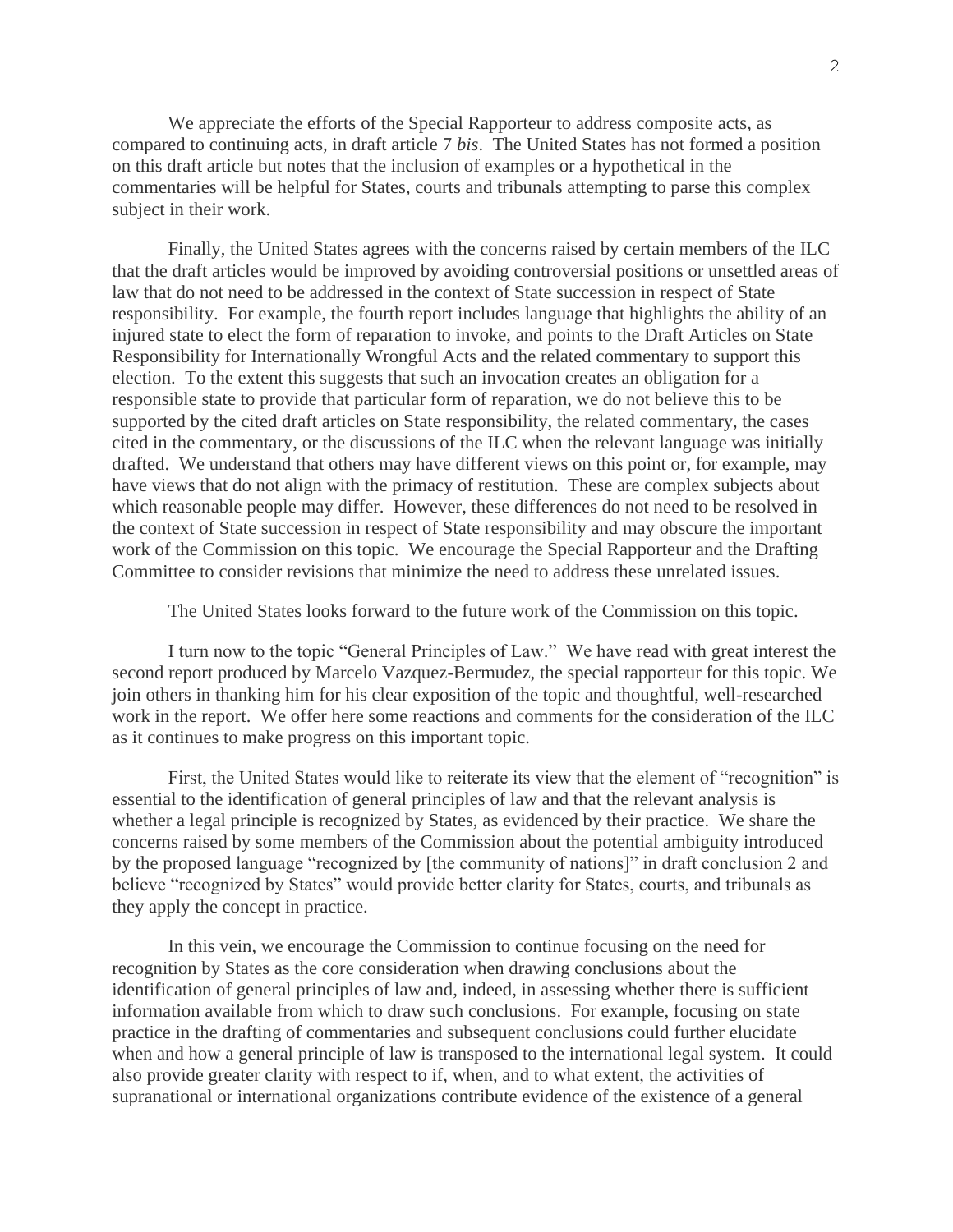We appreciate the efforts of the Special Rapporteur to address composite acts, as compared to continuing acts, in draft article 7 *bis*. The United States has not formed a position on this draft article but notes that the inclusion of examples or a hypothetical in the commentaries will be helpful for States, courts and tribunals attempting to parse this complex subject in their work.

Finally, the United States agrees with the concerns raised by certain members of the ILC that the draft articles would be improved by avoiding controversial positions or unsettled areas of law that do not need to be addressed in the context of State succession in respect of State responsibility. For example, the fourth report includes language that highlights the ability of an injured state to elect the form of reparation to invoke, and points to the Draft Articles on State Responsibility for Internationally Wrongful Acts and the related commentary to support this election. To the extent this suggests that such an invocation creates an obligation for a responsible state to provide that particular form of reparation, we do not believe this to be supported by the cited draft articles on State responsibility, the related commentary, the cases cited in the commentary, or the discussions of the ILC when the relevant language was initially drafted. We understand that others may have different views on this point or, for example, may have views that do not align with the primacy of restitution. These are complex subjects about which reasonable people may differ. However, these differences do not need to be resolved in the context of State succession in respect of State responsibility and may obscure the important work of the Commission on this topic. We encourage the Special Rapporteur and the Drafting Committee to consider revisions that minimize the need to address these unrelated issues.

The United States looks forward to the future work of the Commission on this topic.

I turn now to the topic "General Principles of Law." We have read with great interest the second report produced by Marcelo Vazquez-Bermudez, the special rapporteur for this topic. We join others in thanking him for his clear exposition of the topic and thoughtful, well-researched work in the report. We offer here some reactions and comments for the consideration of the ILC as it continues to make progress on this important topic.

First, the United States would like to reiterate its view that the element of "recognition" is essential to the identification of general principles of law and that the relevant analysis is whether a legal principle is recognized by States, as evidenced by their practice. We share the concerns raised by some members of the Commission about the potential ambiguity introduced by the proposed language "recognized by [the community of nations]" in draft conclusion 2 and believe "recognized by States" would provide better clarity for States, courts, and tribunals as they apply the concept in practice.

In this vein, we encourage the Commission to continue focusing on the need for recognition by States as the core consideration when drawing conclusions about the identification of general principles of law and, indeed, in assessing whether there is sufficient information available from which to draw such conclusions. For example, focusing on state practice in the drafting of commentaries and subsequent conclusions could further elucidate when and how a general principle of law is transposed to the international legal system. It could also provide greater clarity with respect to if, when, and to what extent, the activities of supranational or international organizations contribute evidence of the existence of a general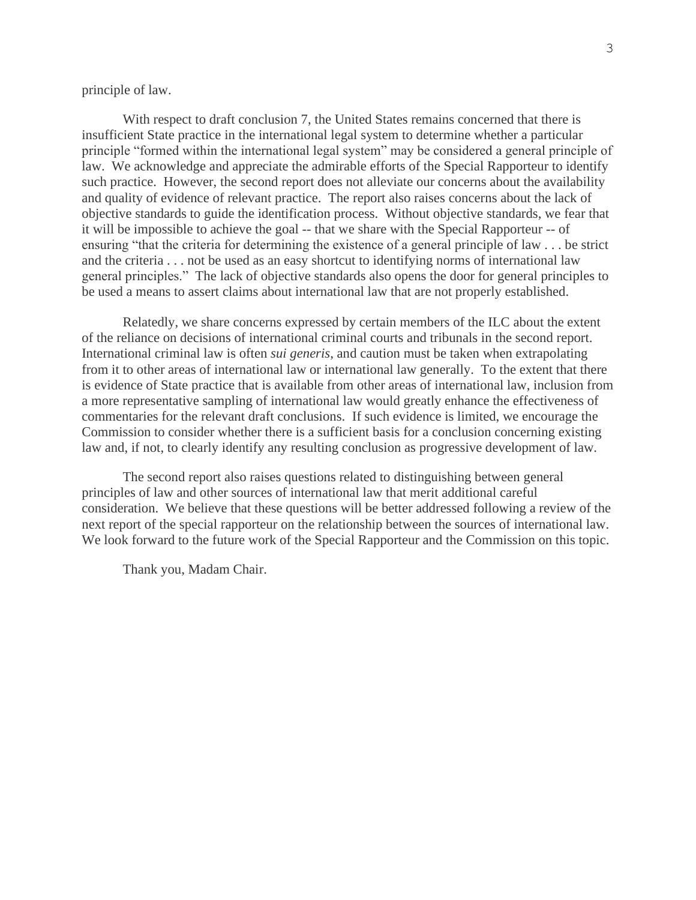principle of law.

With respect to draft conclusion 7, the United States remains concerned that there is insufficient State practice in the international legal system to determine whether a particular principle "formed within the international legal system" may be considered a general principle of law. We acknowledge and appreciate the admirable efforts of the Special Rapporteur to identify such practice. However, the second report does not alleviate our concerns about the availability and quality of evidence of relevant practice. The report also raises concerns about the lack of objective standards to guide the identification process. Without objective standards, we fear that it will be impossible to achieve the goal -- that we share with the Special Rapporteur -- of ensuring "that the criteria for determining the existence of a general principle of law . . . be strict and the criteria . . . not be used as an easy shortcut to identifying norms of international law general principles." The lack of objective standards also opens the door for general principles to be used a means to assert claims about international law that are not properly established.

Relatedly, we share concerns expressed by certain members of the ILC about the extent of the reliance on decisions of international criminal courts and tribunals in the second report. International criminal law is often *sui generis*, and caution must be taken when extrapolating from it to other areas of international law or international law generally. To the extent that there is evidence of State practice that is available from other areas of international law, inclusion from a more representative sampling of international law would greatly enhance the effectiveness of commentaries for the relevant draft conclusions. If such evidence is limited, we encourage the Commission to consider whether there is a sufficient basis for a conclusion concerning existing law and, if not, to clearly identify any resulting conclusion as progressive development of law.

The second report also raises questions related to distinguishing between general principles of law and other sources of international law that merit additional careful consideration. We believe that these questions will be better addressed following a review of the next report of the special rapporteur on the relationship between the sources of international law. We look forward to the future work of the Special Rapporteur and the Commission on this topic.

Thank you, Madam Chair.